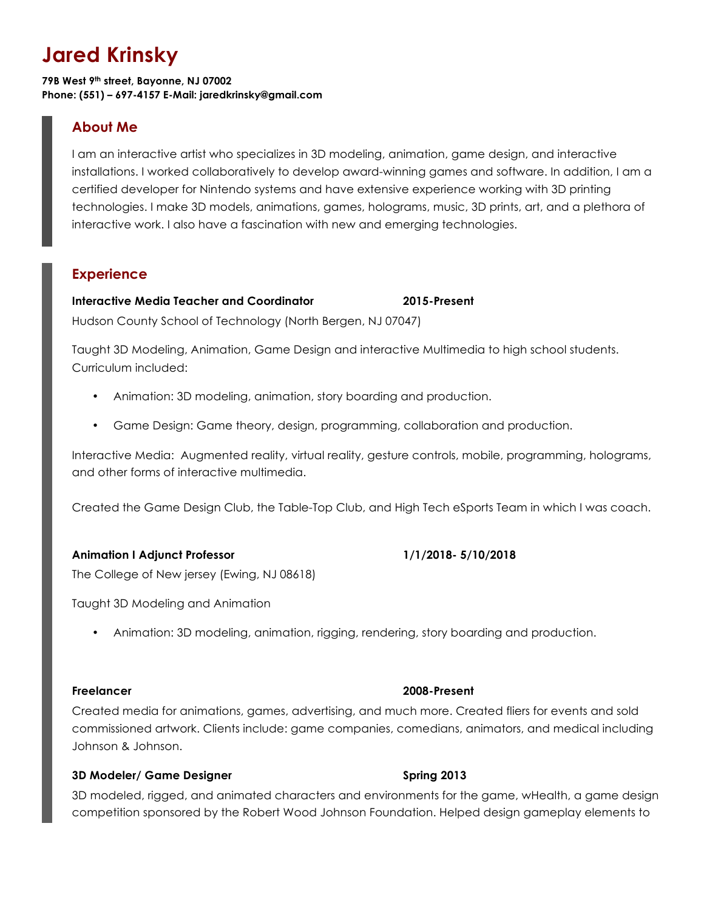# Jared Krinsky

**79B West 9th street, Bayonne, NJ 07002**
**Phone: (551) – 697-4157 E-Mail: jaredkrinsky@gmail.com**

## About Me

I am an interactive artist who specializes in 3D modeling, animation, game design, and interactive installations. I worked collaboratively to develop award-winning games and software. In addition, I am a certified developer for Nintendo systems and have extensive experience working with 3D printing technologies. I make 3D models, animations, games, holograms, music, 3D prints, art, and a plethora of interactive work. I also have a fascination with new and emerging technologies.

## Experience

**Interactive Media Teacher and Coordinator** **2015-Present**

Hudson County School of Technology (North Bergen, NJ 07047)

Taught 3D Modeling, Animation, Game Design and interactive Multimedia to high school students. Curriculum included:

- Animation: 3D modeling, animation, story boarding and production.
- Game Design: Game theory, design, programming, collaboration and production.

Interactive Media: Augmented reality, virtual reality, gesture controls, mobile, programming, holograms, and other forms of interactive multimedia.

Created the Game Design Club, the Table-Top Club, and High Tech eSports Team in which I was coach.

**Animation I Adjunct Professor** **1/1/2018- 5/10/2018**

The College of New jersey (Ewing, NJ 08618)

Taught 3D Modeling and Animation

- Animation: 3D modeling, animation, rigging, rendering, story boarding and production.

**Freelancer** **2008-Present**

Created media for animations, games, advertising, and much more. Created fliers for events and sold commissioned artwork. Clients include: game companies, comedians, animators, and medical including Johnson & Johnson.

**3D Modeler/ Game Designer** **Spring 2013**

3D modeled, rigged, and animated characters and environments for the game, wHealth, a game design competition sponsored by the Robert Wood Johnson Foundation. Helped design gameplay elements to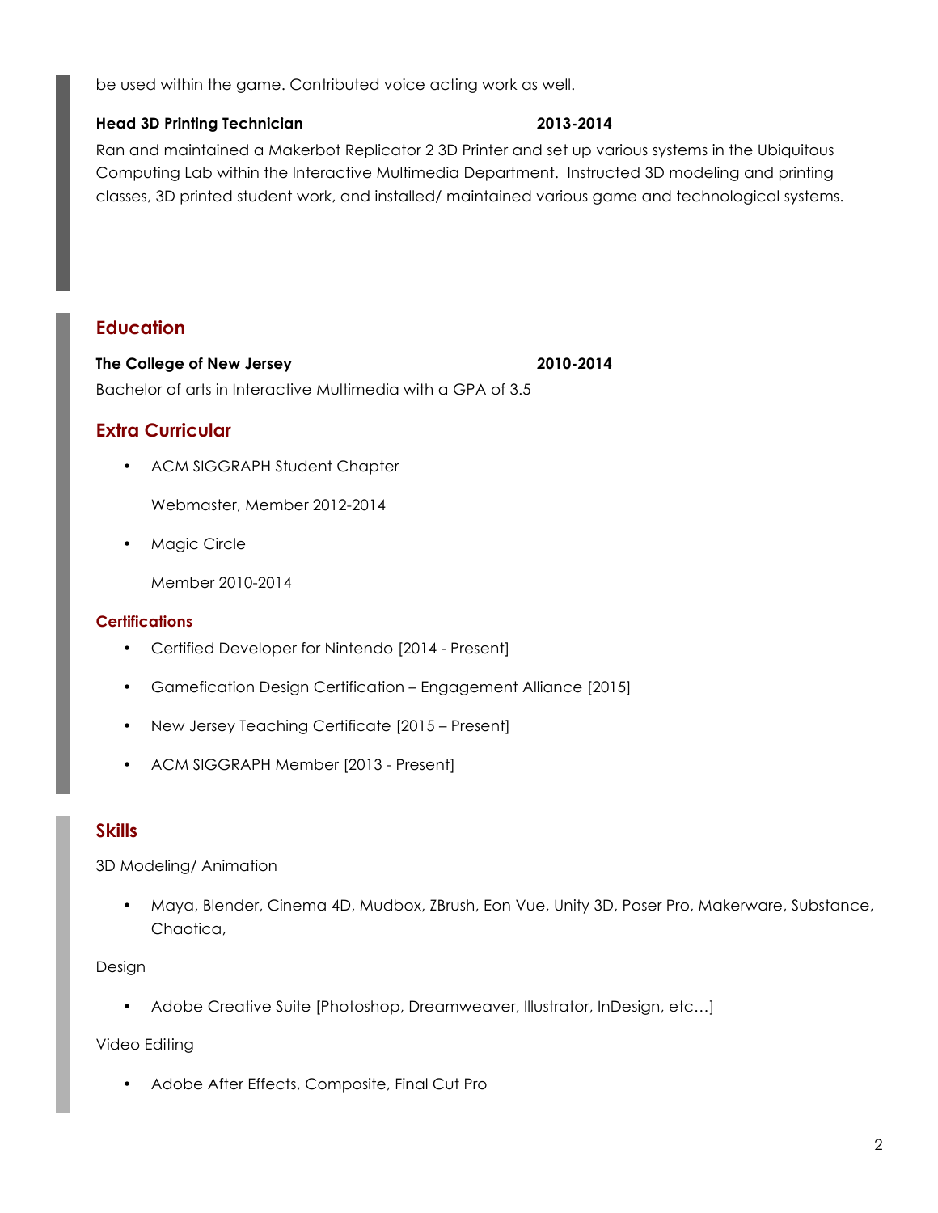be used within the game. Contributed voice acting work as well.

**Head 3D Printing Technician** **2013-2014**

Ran and maintained a Makerbot Replicator 2 3D Printer and set up various systems in the Ubiquitous Computing Lab within the Interactive Multimedia Department. Instructed 3D modeling and printing classes, 3D printed student work, and installed/ maintained various game and technological systems.

## Education

**The College of New Jersey** **2010-2014**

Bachelor of arts in Interactive Multimedia with a GPA of 3.5

## Extra Curricular

- ACM SIGGRAPH Student Chapter

  Webmaster, Member 2012-2014

- Magic Circle

  Member 2010-2014

### Certifications

- Certified Developer for Nintendo [2014 - Present]
- Gamefication Design Certification – Engagement Alliance [2015]
- New Jersey Teaching Certificate [2015 – Present]
- ACM SIGGRAPH Member [2013 - Present]

## Skills

3D Modeling/ Animation

- Maya, Blender, Cinema 4D, Mudbox, ZBrush, Eon Vue, Unity 3D, Poser Pro, Makerware, Substance, Chaotica,

Design

- Adobe Creative Suite [Photoshop, Dreamweaver, Illustrator, InDesign, etc…]

Video Editing

- Adobe After Effects, Composite, Final Cut Pro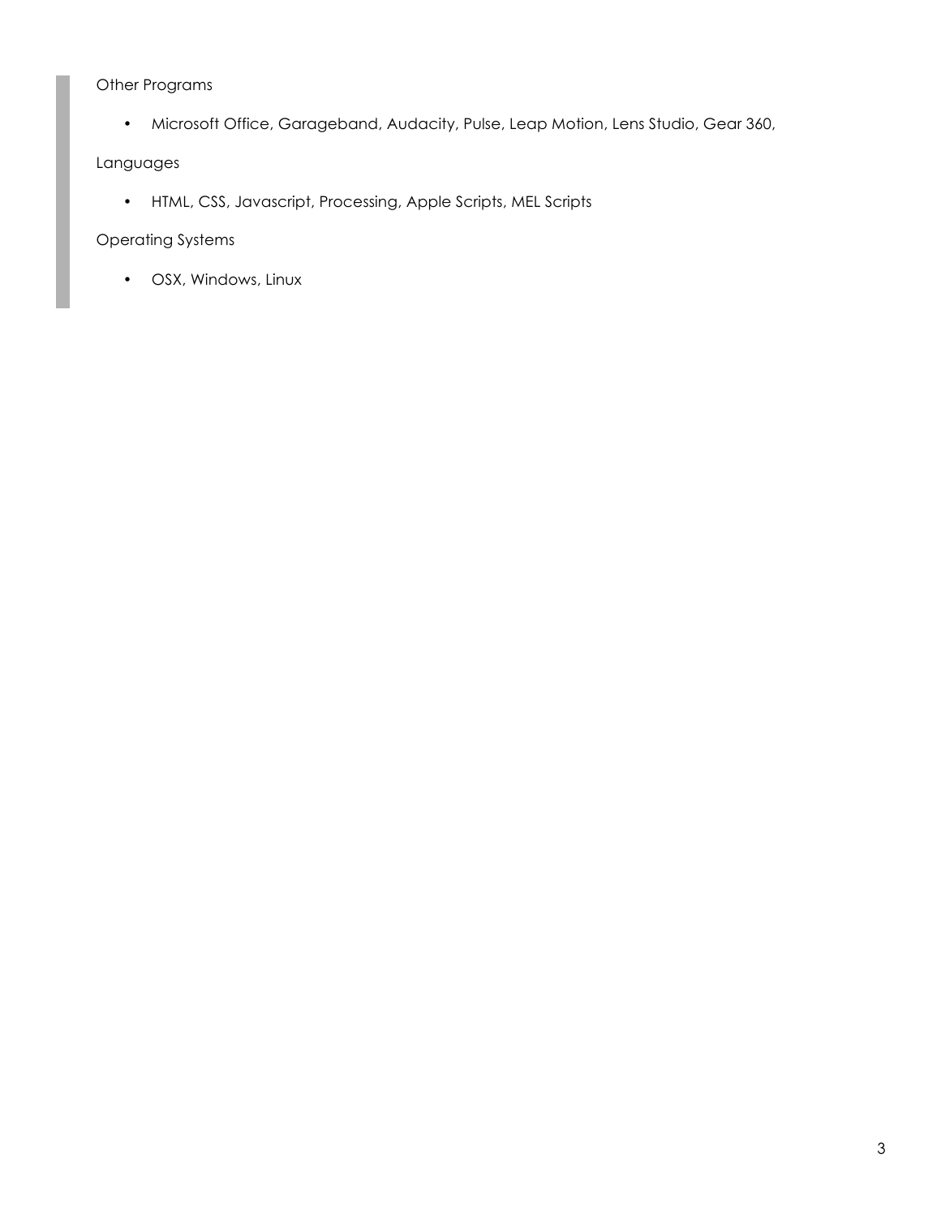Other Programs

- Microsoft Office, Garageband, Audacity, Pulse, Leap Motion, Lens Studio, Gear 360,

Languages

- HTML, CSS, Javascript, Processing, Apple Scripts, MEL Scripts

Operating Systems

- OSX, Windows, Linux